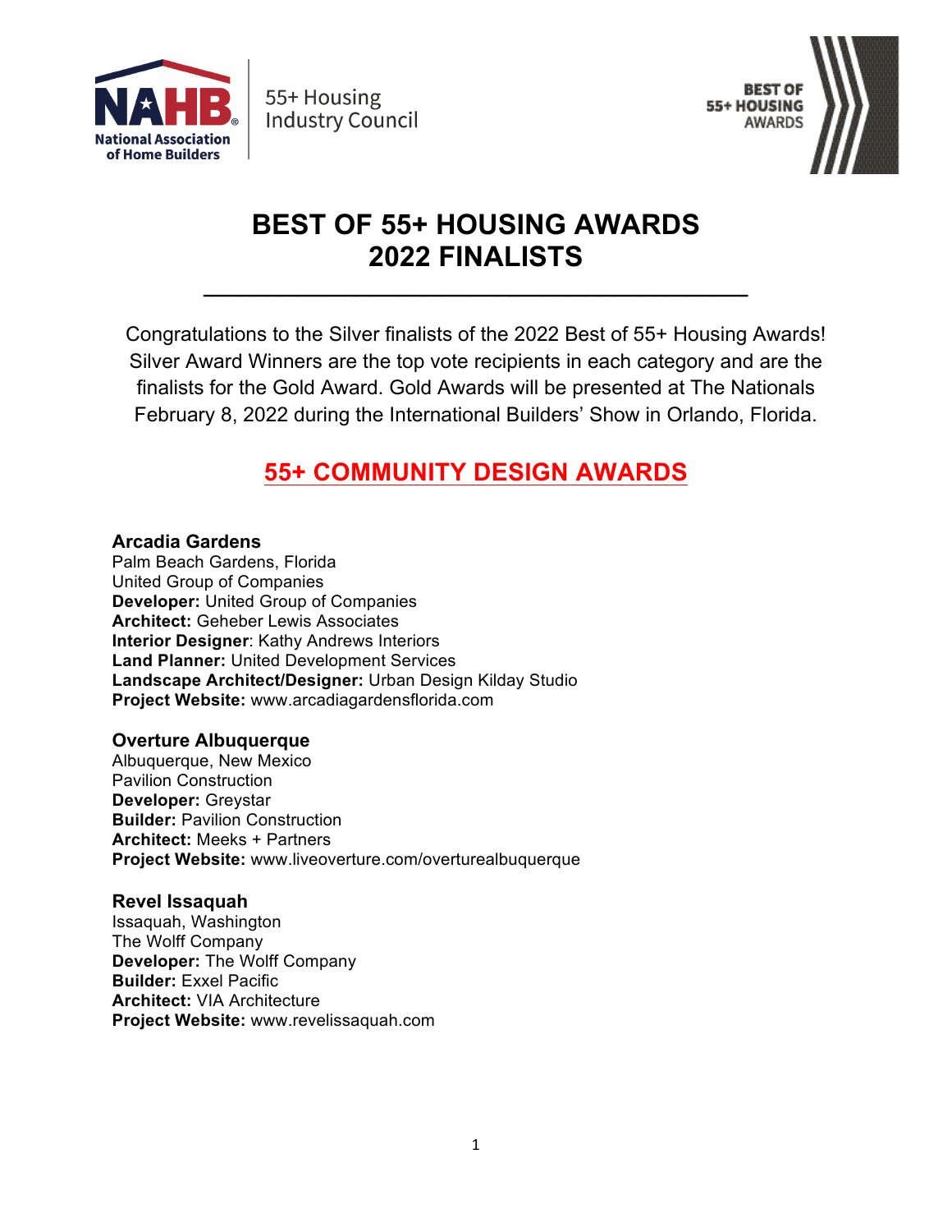# BEST OF 55+ HOUSING AWARDS 2022 FINALISTS

Congratulations to the Silver finalists of the 2022 Best of 55+ Housing Awards! Silver Award Winners are the top vote recipients in each category and are the finalists for the Gold Award. Gold Awards will be presented at The Nationals February 8, 2022 during the International Builders' Show in Orlando, Florida.

## 55+ COMMUNITY DESIGN AWARDS

### Arcadia Gardens

Palm Beach Gardens, Florida
United Group of Companies
**Developer:** United Group of Companies
**Architect:** Geheber Lewis Associates
**Interior Designer**: Kathy Andrews Interiors
**Land Planner:** United Development Services
**Landscape Architect/Designer:** Urban Design Kilday Studio
**Project Website:** www.arcadiagardensflorida.com

### Overture Albuquerque

Albuquerque, New Mexico
Pavilion Construction
**Developer:** Greystar
**Builder:** Pavilion Construction
**Architect:** Meeks + Partners
**Project Website:** www.liveoverture.com/overturealbuquerque

### Revel Issaquah

Issaquah, Washington
The Wolff Company
**Developer:** The Wolff Company
**Builder:** Exxel Pacific
**Architect:** VIA Architecture
**Project Website:** www.revelissaquah.com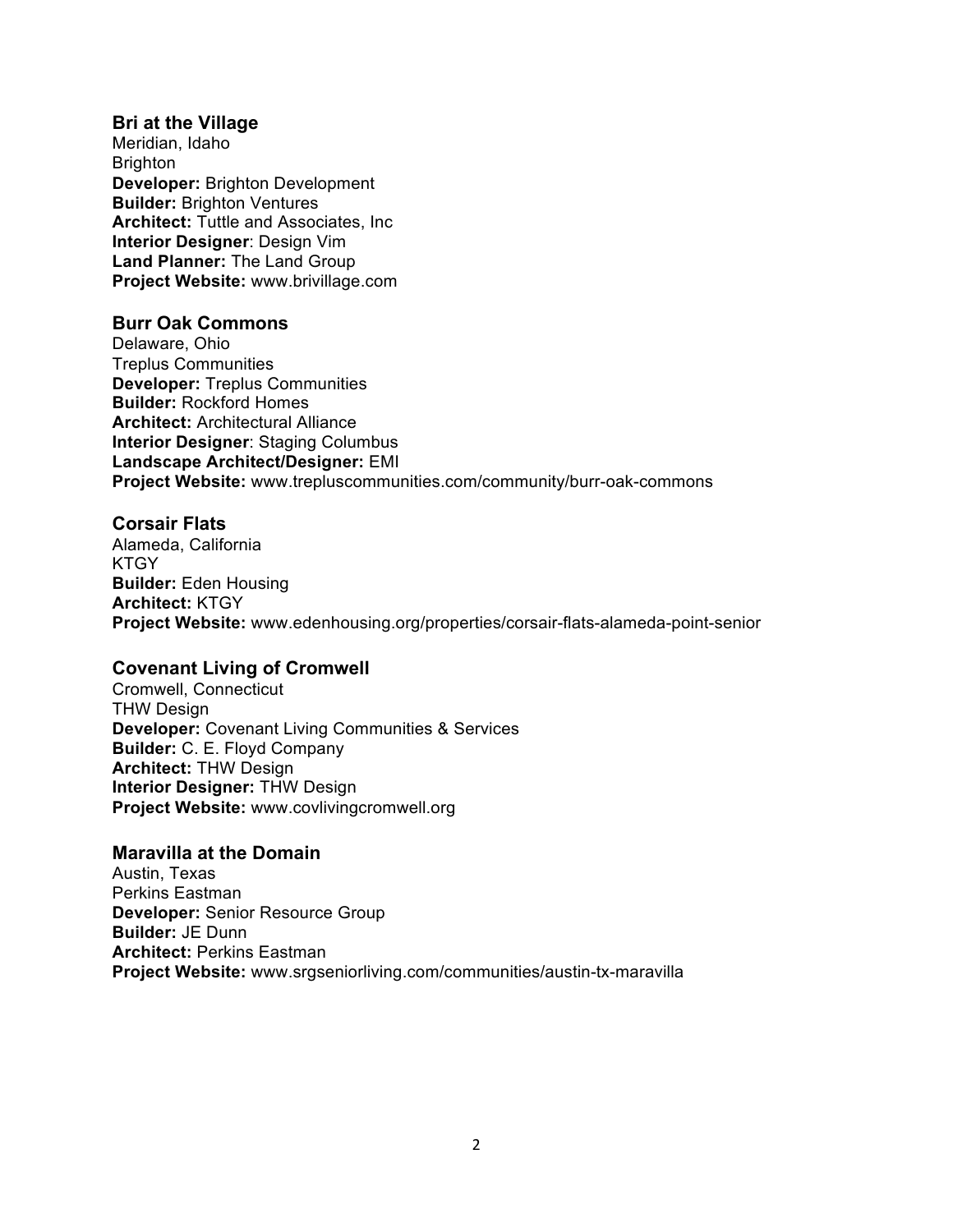### Bri at the Village

Meridian, Idaho
Brighton
**Developer:** Brighton Development
**Builder:** Brighton Ventures
**Architect:** Tuttle and Associates, Inc
**Interior Designer**: Design Vim
**Land Planner:** The Land Group
**Project Website:** www.brivillage.com

### Burr Oak Commons

Delaware, Ohio
Treplus Communities
**Developer:** Treplus Communities
**Builder:** Rockford Homes
**Architect:** Architectural Alliance
**Interior Designer**: Staging Columbus
**Landscape Architect/Designer:** EMI
**Project Website:** www.trepluscommunities.com/community/burr-oak-commons

### Corsair Flats

Alameda, California
KTGY
**Builder:** Eden Housing
**Architect:** KTGY
**Project Website:** www.edenhousing.org/properties/corsair-flats-alameda-point-senior

### Covenant Living of Cromwell

Cromwell, Connecticut
THW Design
**Developer:** Covenant Living Communities & Services
**Builder:** C. E. Floyd Company
**Architect:** THW Design
**Interior Designer:** THW Design
**Project Website:** www.covlivingcromwell.org

### Maravilla at the Domain

Austin, Texas
Perkins Eastman
**Developer:** Senior Resource Group
**Builder:** JE Dunn
**Architect:** Perkins Eastman
**Project Website:** www.srgseniorliving.com/communities/austin-tx-maravilla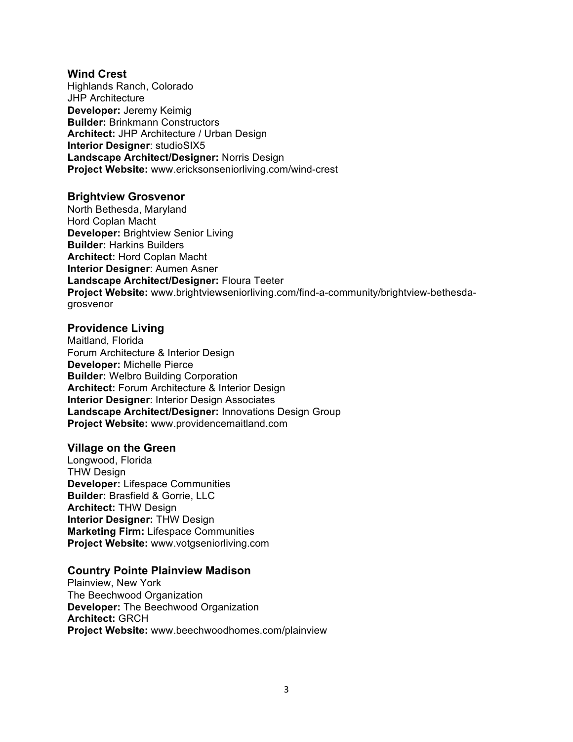## Wind Crest

Highlands Ranch, Colorado
JHP Architecture
**Developer:** Jeremy Keimig
**Builder:** Brinkmann Constructors
**Architect:** JHP Architecture / Urban Design
**Interior Designer**: studioSIX5
**Landscape Architect/Designer:** Norris Design
**Project Website:** www.ericksonseniorliving.com/wind-crest

## Brightview Grosvenor

North Bethesda, Maryland
Hord Coplan Macht
**Developer:** Brightview Senior Living
**Builder:** Harkins Builders
**Architect:** Hord Coplan Macht
**Interior Designer**: Aumen Asner
**Landscape Architect/Designer:** Floura Teeter
**Project Website:** www.brightviewseniorliving.com/find-a-community/brightview-bethesda-grosvenor

## Providence Living

Maitland, Florida
Forum Architecture & Interior Design
**Developer:** Michelle Pierce
**Builder:** Welbro Building Corporation
**Architect:** Forum Architecture & Interior Design
**Interior Designer**: Interior Design Associates
**Landscape Architect/Designer:** Innovations Design Group
**Project Website:** www.providencemaitland.com

## Village on the Green

Longwood, Florida
THW Design
**Developer:** Lifespace Communities
**Builder:** Brasfield & Gorrie, LLC
**Architect:** THW Design
**Interior Designer:** THW Design
**Marketing Firm:** Lifespace Communities
**Project Website:** www.votgseniorliving.com

## Country Pointe Plainview Madison

Plainview, New York
The Beechwood Organization
**Developer:** The Beechwood Organization
**Architect:** GRCH
**Project Website:** www.beechwoodhomes.com/plainview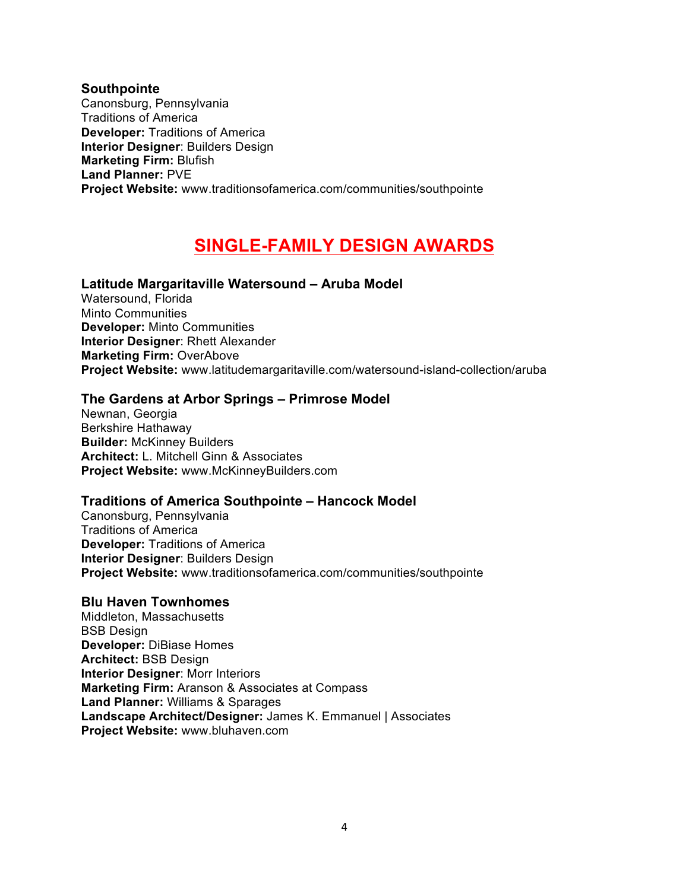### Southpointe

Canonsburg, Pennsylvania
Traditions of America
**Developer:** Traditions of America
**Interior Designer**: Builders Design
**Marketing Firm:** Blufish
**Land Planner:** PVE
**Project Website:** www.traditionsofamerica.com/communities/southpointe

## SINGLE-FAMILY DESIGN AWARDS

### Latitude Margaritaville Watersound – Aruba Model

Watersound, Florida
Minto Communities
**Developer:** Minto Communities
**Interior Designer**: Rhett Alexander
**Marketing Firm:** OverAbove
**Project Website:** www.latitudemargaritaville.com/watersound-island-collection/aruba

### The Gardens at Arbor Springs – Primrose Model

Newnan, Georgia
Berkshire Hathaway
**Builder:** McKinney Builders
**Architect:** L. Mitchell Ginn & Associates
**Project Website:** www.McKinneyBuilders.com

### Traditions of America Southpointe – Hancock Model

Canonsburg, Pennsylvania
Traditions of America
**Developer:** Traditions of America
**Interior Designer**: Builders Design
**Project Website:** www.traditionsofamerica.com/communities/southpointe

### Blu Haven Townhomes

Middleton, Massachusetts
BSB Design
**Developer:** DiBiase Homes
**Architect:** BSB Design
**Interior Designer**: Morr Interiors
**Marketing Firm:** Aranson & Associates at Compass
**Land Planner:** Williams & Sparages
**Landscape Architect/Designer:** James K. Emmanuel | Associates
**Project Website:** www.bluhaven.com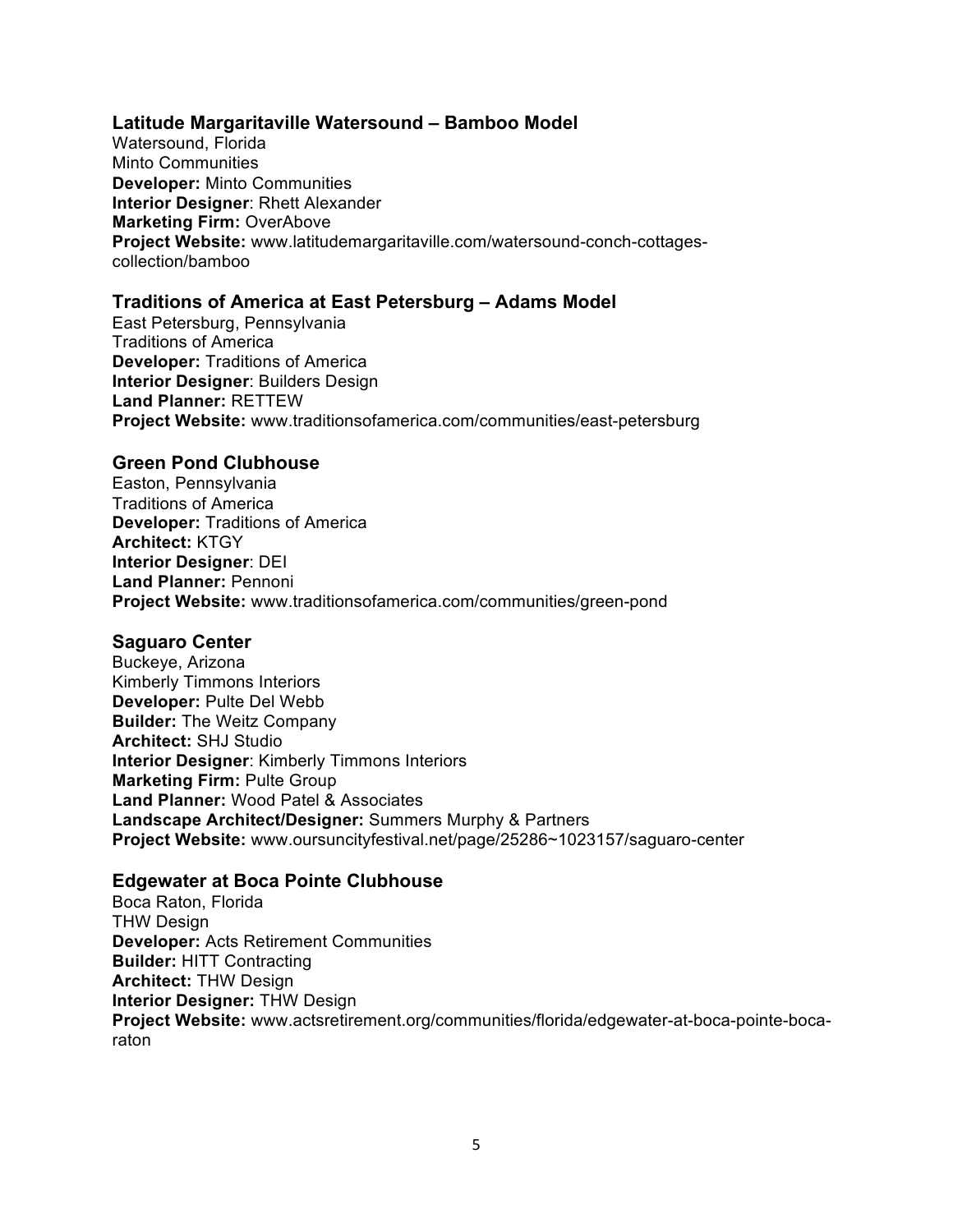### Latitude Margaritaville Watersound – Bamboo Model

Watersound, Florida
Minto Communities
**Developer:** Minto Communities
**Interior Designer**: Rhett Alexander
**Marketing Firm:** OverAbove
**Project Website:** www.latitudemargaritaville.com/watersound-conch-cottages-collection/bamboo

### Traditions of America at East Petersburg – Adams Model

East Petersburg, Pennsylvania
Traditions of America
**Developer:** Traditions of America
**Interior Designer**: Builders Design
**Land Planner:** RETTEW
**Project Website:** www.traditionsofamerica.com/communities/east-petersburg

### Green Pond Clubhouse

Easton, Pennsylvania
Traditions of America
**Developer:** Traditions of America
**Architect:** KTGY
**Interior Designer**: DEI
**Land Planner:** Pennoni
**Project Website:** www.traditionsofamerica.com/communities/green-pond

### Saguaro Center

Buckeye, Arizona
Kimberly Timmons Interiors
**Developer:** Pulte Del Webb
**Builder:** The Weitz Company
**Architect:** SHJ Studio
**Interior Designer**: Kimberly Timmons Interiors
**Marketing Firm:** Pulte Group
**Land Planner:** Wood Patel & Associates
**Landscape Architect/Designer:** Summers Murphy & Partners
**Project Website:** www.oursuncityfestival.net/page/25286~1023157/saguaro-center

### Edgewater at Boca Pointe Clubhouse

Boca Raton, Florida
THW Design
**Developer:** Acts Retirement Communities
**Builder:** HITT Contracting
**Architect:** THW Design
**Interior Designer:** THW Design
**Project Website:** www.actsretirement.org/communities/florida/edgewater-at-boca-pointe-boca-raton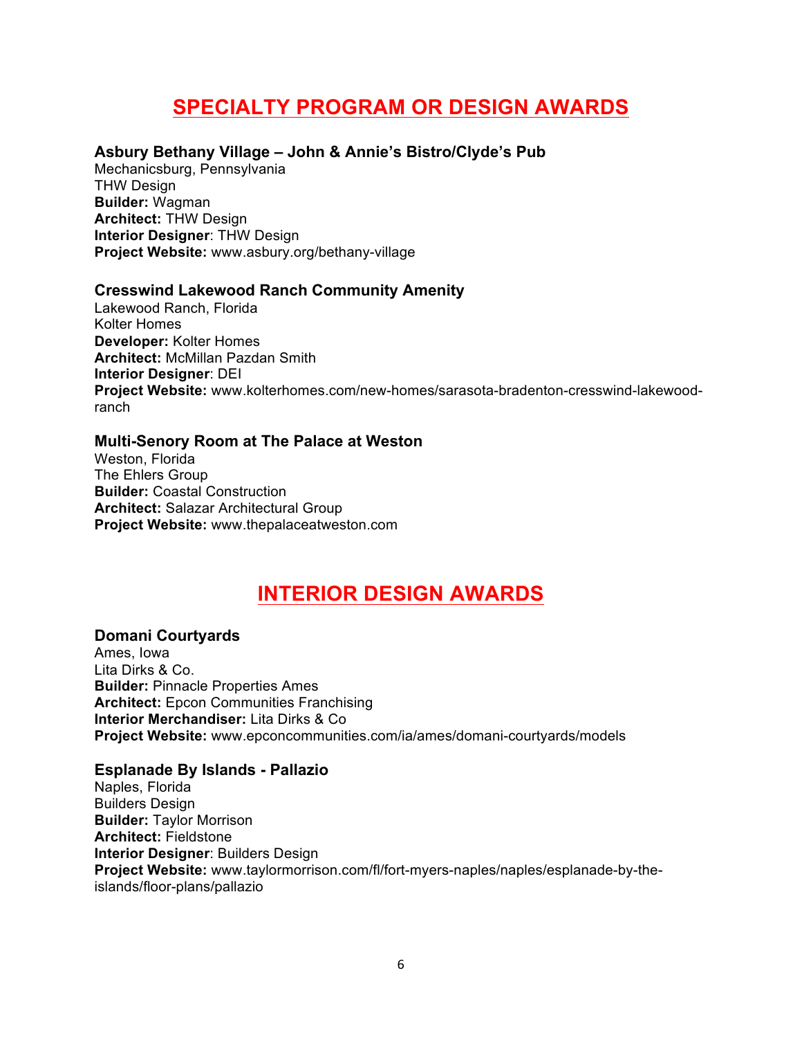## SPECIALTY PROGRAM OR DESIGN AWARDS

### Asbury Bethany Village – John & Annie's Bistro/Clyde's Pub

Mechanicsburg, Pennsylvania
THW Design
**Builder:** Wagman
**Architect:** THW Design
**Interior Designer**: THW Design
**Project Website:** www.asbury.org/bethany-village

### Cresswind Lakewood Ranch Community Amenity

Lakewood Ranch, Florida
Kolter Homes
**Developer:** Kolter Homes
**Architect:** McMillan Pazdan Smith
**Interior Designer**: DEI
**Project Website:** www.kolterhomes.com/new-homes/sarasota-bradenton-cresswind-lakewood-ranch

### Multi-Senory Room at The Palace at Weston

Weston, Florida
The Ehlers Group
**Builder:** Coastal Construction
**Architect:** Salazar Architectural Group
**Project Website:** www.thepalaceatweston.com

## INTERIOR DESIGN AWARDS

### Domani Courtyards

Ames, Iowa
Lita Dirks & Co.
**Builder:** Pinnacle Properties Ames
**Architect:** Epcon Communities Franchising
**Interior Merchandiser:** Lita Dirks & Co
**Project Website:** www.epconcommunities.com/ia/ames/domani-courtyards/models

### Esplanade By Islands - Pallazio

Naples, Florida
Builders Design
**Builder:** Taylor Morrison
**Architect:** Fieldstone
**Interior Designer**: Builders Design
**Project Website:** www.taylormorrison.com/fl/fort-myers-naples/naples/esplanade-by-the-islands/floor-plans/pallazio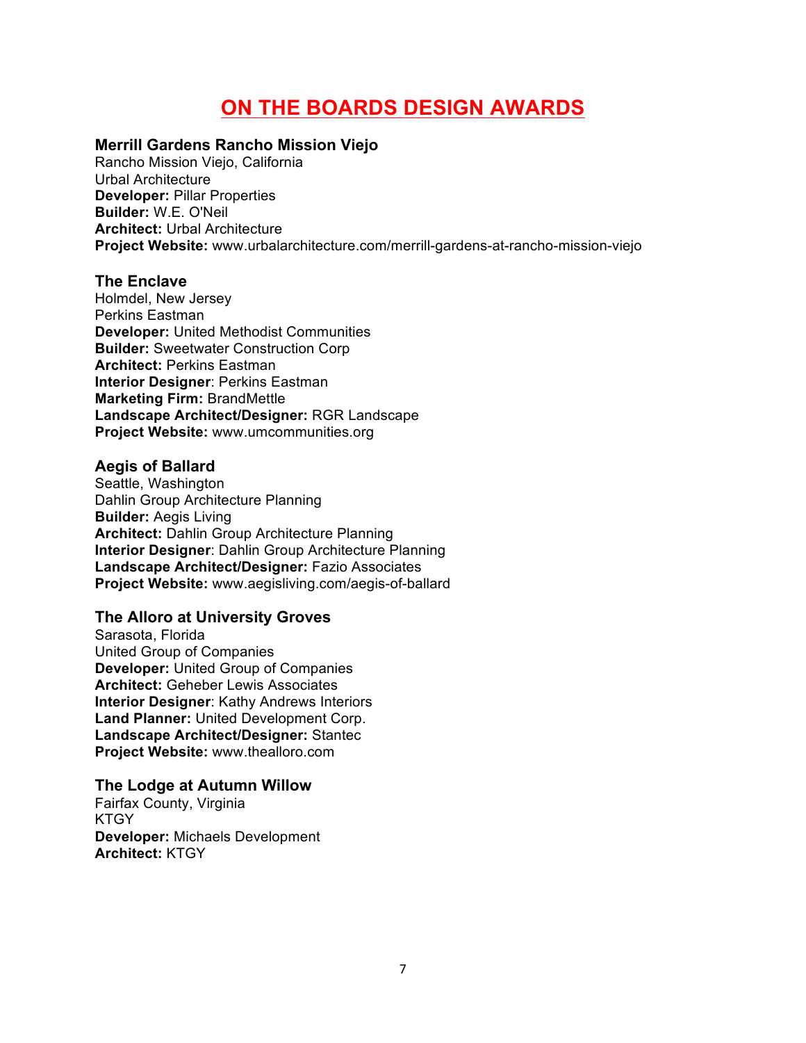# ON THE BOARDS DESIGN AWARDS

### Merrill Gardens Rancho Mission Viejo

Rancho Mission Viejo, California
Urbal Architecture
**Developer:** Pillar Properties
**Builder:** W.E. O'Neil
**Architect:** Urbal Architecture
**Project Website:** www.urbalarchitecture.com/merrill-gardens-at-rancho-mission-viejo

### The Enclave

Holmdel, New Jersey
Perkins Eastman
**Developer:** United Methodist Communities
**Builder:** Sweetwater Construction Corp
**Architect:** Perkins Eastman
**Interior Designer**: Perkins Eastman
**Marketing Firm:** BrandMettle
**Landscape Architect/Designer:** RGR Landscape
**Project Website:** www.umcommunities.org

### Aegis of Ballard

Seattle, Washington
Dahlin Group Architecture Planning
**Builder:** Aegis Living
**Architect:** Dahlin Group Architecture Planning
**Interior Designer**: Dahlin Group Architecture Planning
**Landscape Architect/Designer:** Fazio Associates
**Project Website:** www.aegisliving.com/aegis-of-ballard

### The Alloro at University Groves

Sarasota, Florida
United Group of Companies
**Developer:** United Group of Companies
**Architect:** Geheber Lewis Associates
**Interior Designer**: Kathy Andrews Interiors
**Land Planner:** United Development Corp.
**Landscape Architect/Designer:** Stantec
**Project Website:** www.thealloro.com

### The Lodge at Autumn Willow

Fairfax County, Virginia
KTGY
**Developer:** Michaels Development
**Architect:** KTGY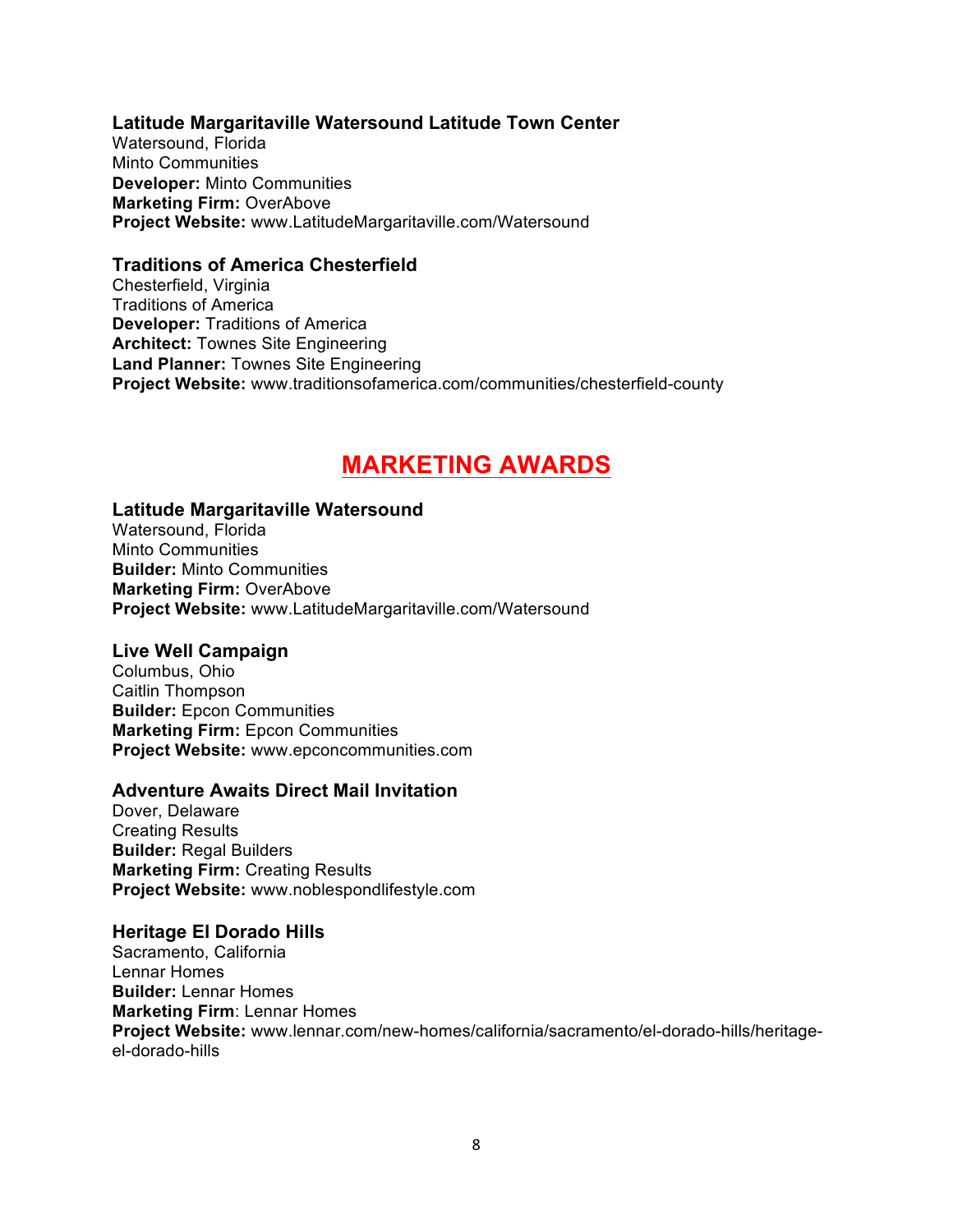### Latitude Margaritaville Watersound Latitude Town Center

Watersound, Florida
Minto Communities
**Developer:** Minto Communities
**Marketing Firm:** OverAbove
**Project Website:** www.LatitudeMargaritaville.com/Watersound

### Traditions of America Chesterfield

Chesterfield, Virginia
Traditions of America
**Developer:** Traditions of America
**Architect:** Townes Site Engineering
**Land Planner:** Townes Site Engineering
**Project Website:** www.traditionsofamerica.com/communities/chesterfield-county

## MARKETING AWARDS

### Latitude Margaritaville Watersound

Watersound, Florida
Minto Communities
**Builder:** Minto Communities
**Marketing Firm:** OverAbove
**Project Website:** www.LatitudeMargaritaville.com/Watersound

### Live Well Campaign

Columbus, Ohio
Caitlin Thompson
**Builder:** Epcon Communities
**Marketing Firm:** Epcon Communities
**Project Website:** www.epconcommunities.com

### Adventure Awaits Direct Mail Invitation

Dover, Delaware
Creating Results
**Builder:** Regal Builders
**Marketing Firm:** Creating Results
**Project Website:** www.noblespondlifestyle.com

### Heritage El Dorado Hills

Sacramento, California
Lennar Homes
**Builder:** Lennar Homes
**Marketing Firm**: Lennar Homes
**Project Website:** www.lennar.com/new-homes/california/sacramento/el-dorado-hills/heritage-el-dorado-hills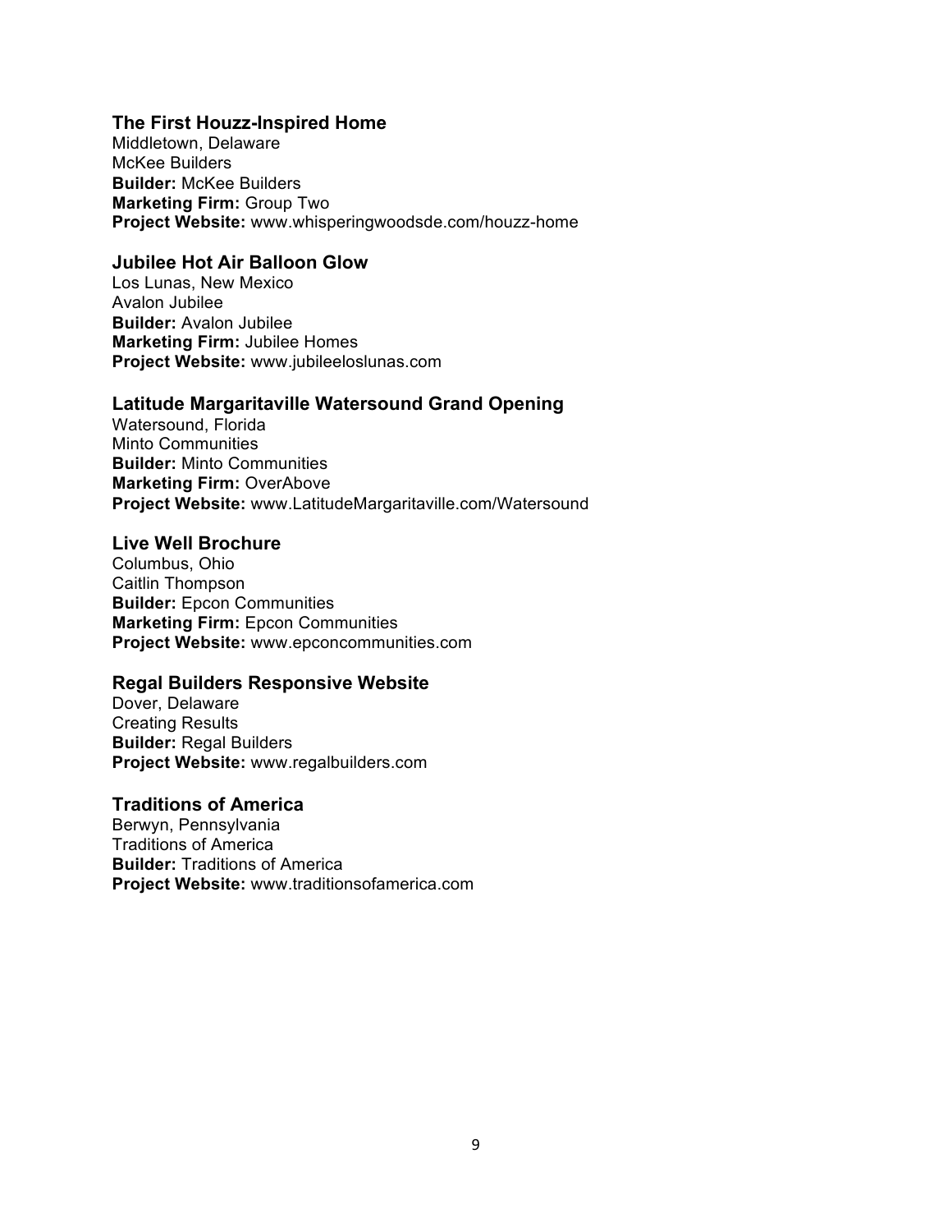### The First Houzz-Inspired Home

Middletown, Delaware
McKee Builders
**Builder:** McKee Builders
**Marketing Firm:** Group Two
**Project Website:** www.whisperingwoodsde.com/houzz-home

### Jubilee Hot Air Balloon Glow

Los Lunas, New Mexico
Avalon Jubilee
**Builder:** Avalon Jubilee
**Marketing Firm:** Jubilee Homes
**Project Website:** www.jubileeloslunas.com

### Latitude Margaritaville Watersound Grand Opening

Watersound, Florida
Minto Communities
**Builder:** Minto Communities
**Marketing Firm:** OverAbove
**Project Website:** www.LatitudeMargaritaville.com/Watersound

### Live Well Brochure

Columbus, Ohio
Caitlin Thompson
**Builder:** Epcon Communities
**Marketing Firm:** Epcon Communities
**Project Website:** www.epconcommunities.com

### Regal Builders Responsive Website

Dover, Delaware
Creating Results
**Builder:** Regal Builders
**Project Website:** www.regalbuilders.com

### Traditions of America

Berwyn, Pennsylvania
Traditions of America
**Builder:** Traditions of America
**Project Website:** www.traditionsofamerica.com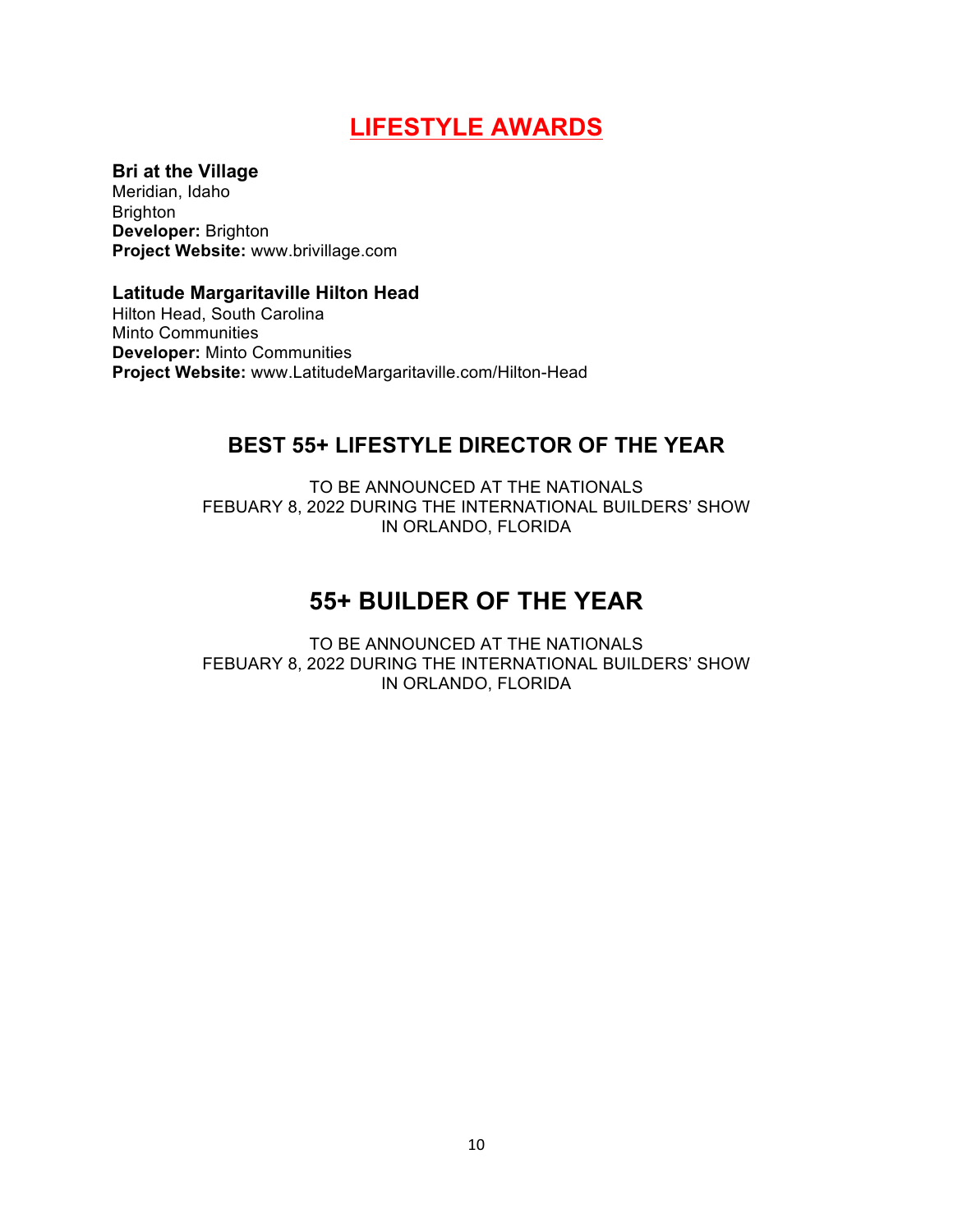# LIFESTYLE AWARDS

**Bri at the Village**
Meridian, Idaho
Brighton
**Developer:** Brighton
**Project Website:** www.brivillage.com

**Latitude Margaritaville Hilton Head**
Hilton Head, South Carolina
Minto Communities
**Developer:** Minto Communities
**Project Website:** www.LatitudeMargaritaville.com/Hilton-Head

## BEST 55+ LIFESTYLE DIRECTOR OF THE YEAR

TO BE ANNOUNCED AT THE NATIONALS
FEBUARY 8, 2022 DURING THE INTERNATIONAL BUILDERS' SHOW
IN ORLANDO, FLORIDA

# 55+ BUILDER OF THE YEAR

TO BE ANNOUNCED AT THE NATIONALS
FEBUARY 8, 2022 DURING THE INTERNATIONAL BUILDERS' SHOW
IN ORLANDO, FLORIDA